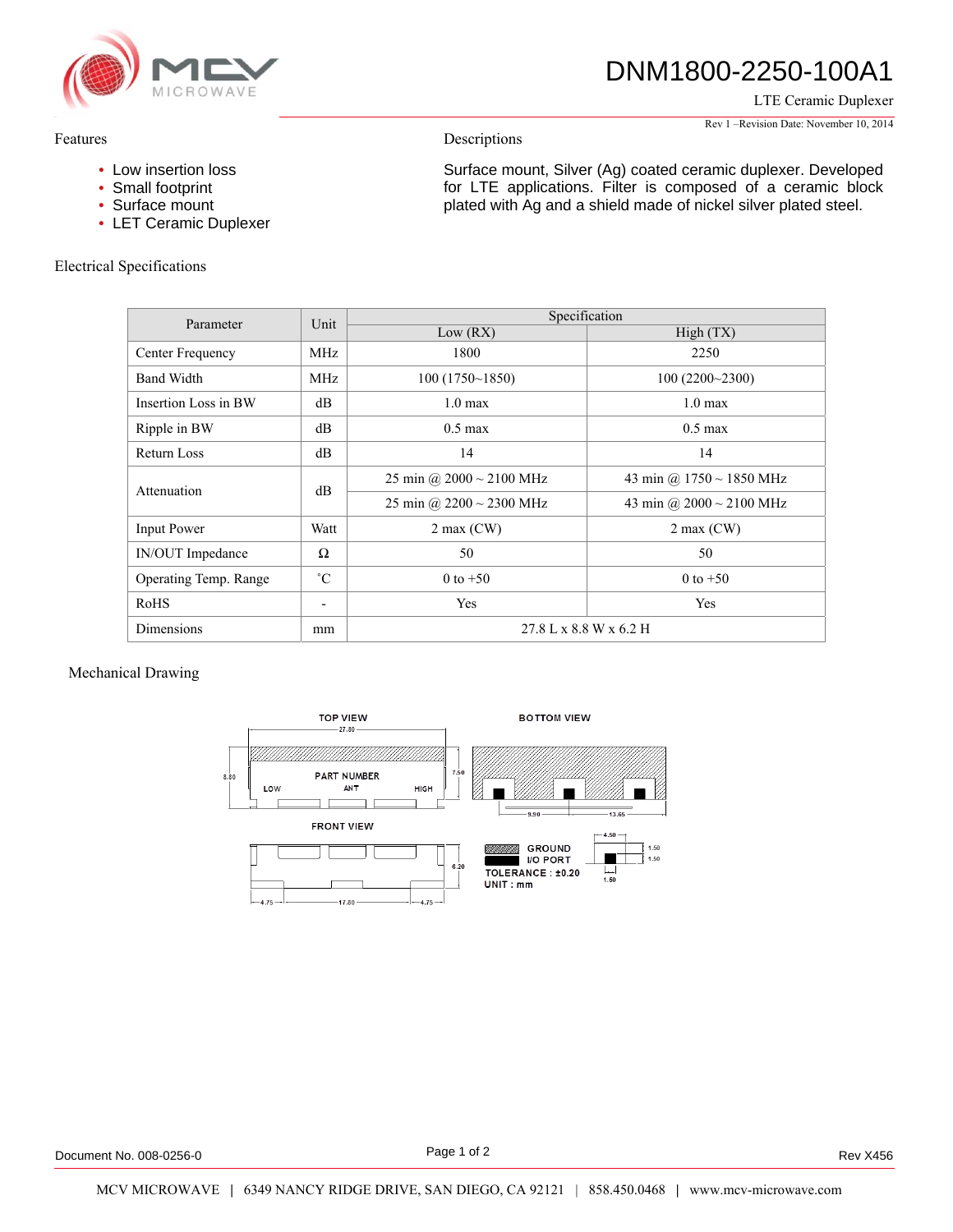# DNM1800-2250-100A1

LTE Ceramic Duplexer

Rev 1 –Revision Date: November 10, 2014

## Features

- Low insertion loss
- Small footprint
- Surface mount
- LET Ceramic Duplexer

## Descriptions

Surface mount, Silver (Ag) coated ceramic duplexer. Developed for LTE applications. Filter is composed of a ceramic block plated with Ag and a shield made of nickel silver plated steel.

## Electrical Specifications

| Parameter | Unit | Specification | |
|---|---|---|---|
| | | Low (RX) | High (TX) |
| Center Frequency | MHz | 1800 | 2250 |
| Band Width | MHz | 100 (1750~1850) | 100 (2200~2300) |
| Insertion Loss in BW | dB | 1.0 max | 1.0 max |
| Ripple in BW | dB | 0.5 max | 0.5 max |
| Return Loss | dB | 14 | 14 |
| Attenuation | dB | 25 min @ 2000 ~ 2100 MHz | 43 min @ 1750 ~ 1850 MHz |
| | | 25 min @ 2200 ~ 2300 MHz | 43 min @ 2000 ~ 2100 MHz |
| Input Power | Watt | 2 max (CW) | 2 max (CW) |
| IN/OUT Impedance | Ω | 50 | 50 |
| Operating Temp. Range | ˚C | 0 to +50 | 0 to +50 |
| RoHS | - | Yes | Yes |
| Dimensions | mm | 27.8 L x 8.8 W x 6.2 H | |

## Mechanical Drawing

TOP VIEW — 27.80; 8.80; 7.50; PART NUMBER; LOW; ANT; HIGH

BOTTOM VIEW — 9.90; 13.65

FRONT VIEW — 6.20; 4.75; 17.80; 4.75

4.50; 1.50; 1.50; 1.50

GROUND
I/O PORT
TOLERANCE : ±0.20
UNIT : mm

Document No. 008-0256-0

Rev X456

MCV MICROWAVE | 6349 NANCY RIDGE DRIVE, SAN DIEGO, CA 92121 | 858.450.0468 | www.mcv-microwave.com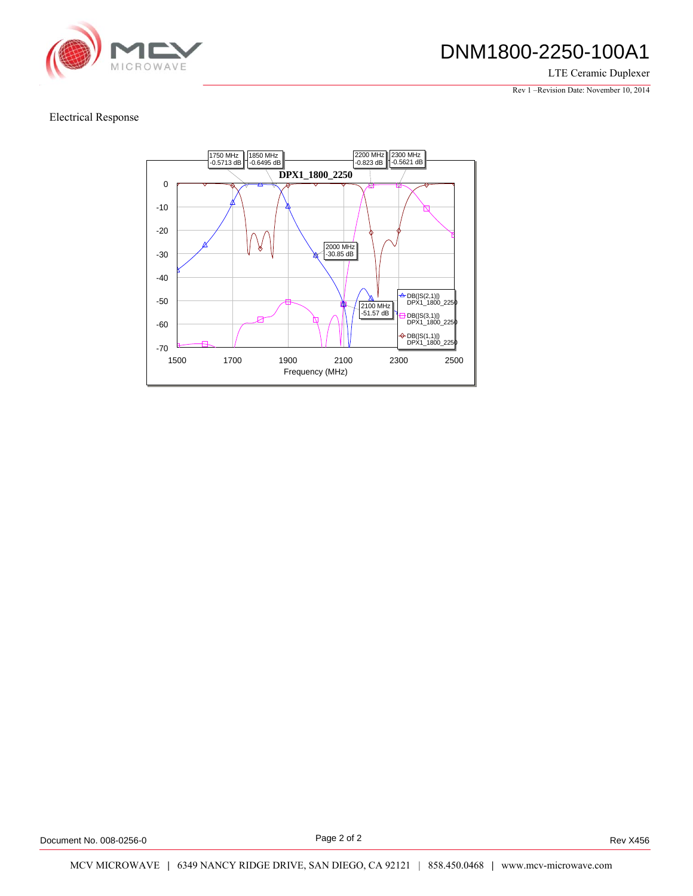# DNM1800-2250-100A1

LTE Ceramic Duplexer

Rev 1 –Revision Date: November 10, 2014

Electrical Response

DPX1_1800_2250

1750 MHz
-0.5713 dB

1850 MHz
-0.6495 dB

2200 MHz
-0.823 dB

2300 MHz
-0.5621 dB

2000 MHz
-30.85 dB

2100 MHz
-51.57 dB

DB(|S(2,1)|)
DPX1_1800_2250

DB(|S(3,1)|)
DPX1_1800_2250

DB(|S(1,1)|)
DPX1_1800_2250

0
-10
-20
-30
-40
-50
-60
-70

1500
1700
1900
2100
2300
2500

Frequency (MHz)

Document No. 008-0256-0

Rev X456

MCV MICROWAVE | 6349 NANCY RIDGE DRIVE, SAN DIEGO, CA 92121 | 858.450.0468 | www.mcv-microwave.com